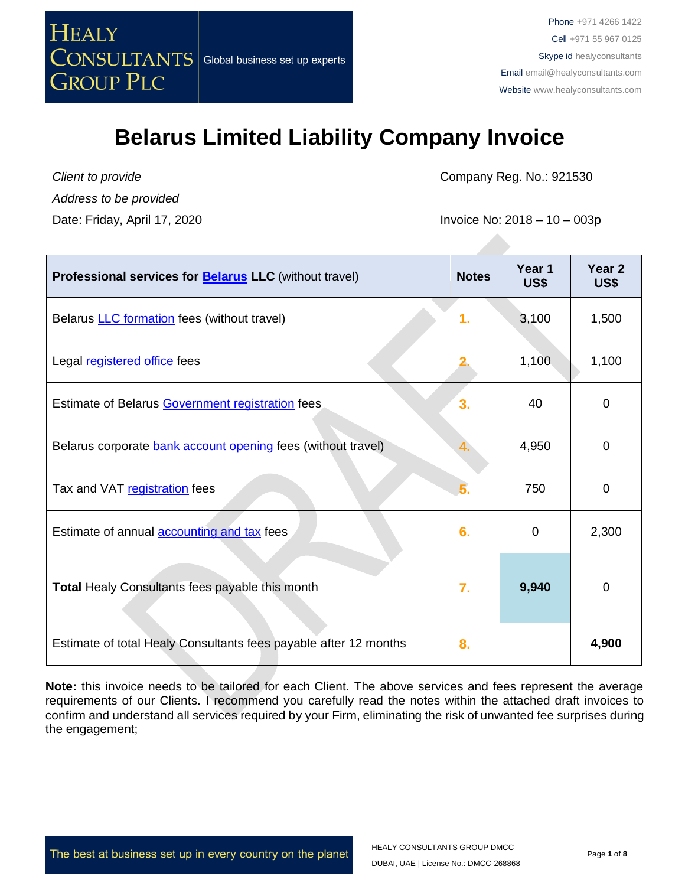HEALY CONSULTANTS GROUP PLC

Global business set up experts

Phone +971 4266 1422
Cell +971 55 967 0125
Skype id healyconsultants
Email email@healyconsultants.com
Website www.healyconsultants.com

# Belarus Limited Liability Company Invoice

*Client to provide*
*Address to be provided*
Date: Friday, April 17, 2020

Company Reg. No.: 921530

Invoice No: 2018 – 10 – 003p

| **Professional services for Belarus LLC** (without travel) | **Notes** | **Year 1 US$** | **Year 2 US$** |
|---|---|---|---|
| Belarus LLC formation fees (without travel) | 1. | 3,100 | 1,500 |
| Legal registered office fees | 2. | 1,100 | 1,100 |
| Estimate of Belarus Government registration fees | 3. | 40 | 0 |
| Belarus corporate bank account opening fees (without travel) | 4. | 4,950 | 0 |
| Tax and VAT registration fees | 5. | 750 | 0 |
| Estimate of annual accounting and tax fees | 6. | 0 | 2,300 |
| **Total** Healy Consultants fees payable this month | 7. | **9,940** | 0 |
| Estimate of total Healy Consultants fees payable after 12 months | 8. | | **4,900** |

**Note:** this invoice needs to be tailored for each Client. The above services and fees represent the average requirements of our Clients. I recommend you carefully read the notes within the attached draft invoices to confirm and understand all services required by your Firm, eliminating the risk of unwanted fee surprises during the engagement;

The best at business set up in every country on the planet

HEALY CONSULTANTS GROUP DMCC
DUBAI, UAE | License No.: DMCC-268868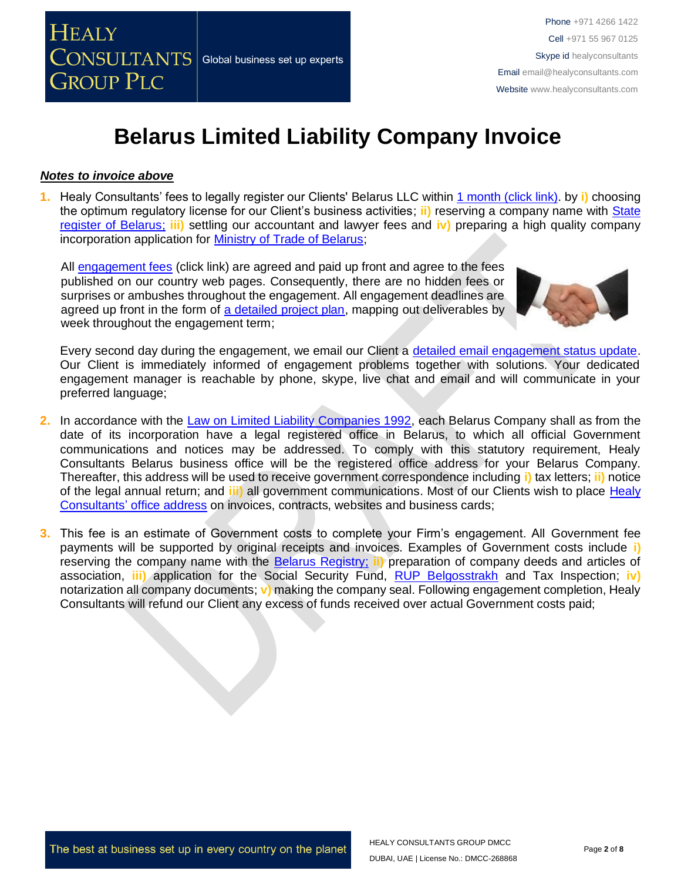# Belarus Limited Liability Company Invoice

***Notes to invoice above***

1. Healy Consultants' fees to legally register our Clients' Belarus LLC within 1 month (click link). by **i)** choosing the optimum regulatory license for our Client's business activities; **ii)** reserving a company name with State register of Belarus; **iii)** settling our accountant and lawyer fees and **iv)** preparing a high quality company incorporation application for Ministry of Trade of Belarus;

   All engagement fees (click link) are agreed and paid up front and agree to the fees published on our country web pages. Consequently, there are no hidden fees or surprises or ambushes throughout the engagement. All engagement deadlines are agreed up front in the form of a detailed project plan, mapping out deliverables by week throughout the engagement term;

   Every second day during the engagement, we email our Client a detailed email engagement status update. Our Client is immediately informed of engagement problems together with solutions. Your dedicated engagement manager is reachable by phone, skype, live chat and email and will communicate in your preferred language;

2. In accordance with the Law on Limited Liability Companies 1992, each Belarus Company shall as from the date of its incorporation have a legal registered office in Belarus, to which all official Government communications and notices may be addressed. To comply with this statutory requirement, Healy Consultants Belarus business office will be the registered office address for your Belarus Company. Thereafter, this address will be used to receive government correspondence including **i)** tax letters; **ii)** notice of the legal annual return; and **iii)** all government communications. Most of our Clients wish to place Healy Consultants' office address on invoices, contracts, websites and business cards;

3. This fee is an estimate of Government costs to complete your Firm's engagement. All Government fee payments will be supported by original receipts and invoices. Examples of Government costs include **i)** reserving the company name with the Belarus Registry; **ii)** preparation of company deeds and articles of association, **iii)** application for the Social Security Fund, RUP Belgosstrakh and Tax Inspection; **iv)** notarization all company documents; **v)** making the company seal. Following engagement completion, Healy Consultants will refund our Client any excess of funds received over actual Government costs paid;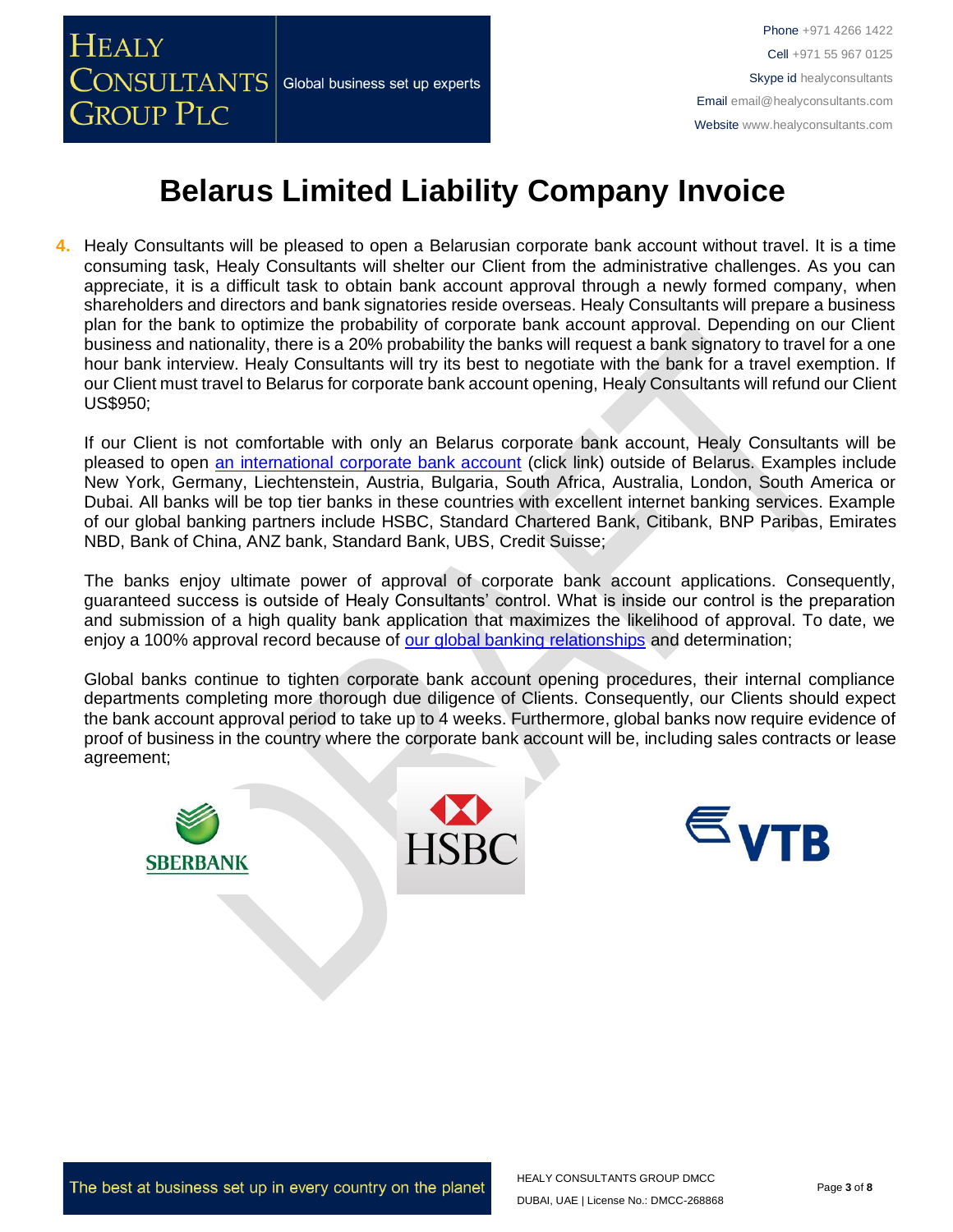# Belarus Limited Liability Company Invoice

4. Healy Consultants will be pleased to open a Belarusian corporate bank account without travel. It is a time consuming task, Healy Consultants will shelter our Client from the administrative challenges. As you can appreciate, it is a difficult task to obtain bank account approval through a newly formed company, when shareholders and directors and bank signatories reside overseas. Healy Consultants will prepare a business plan for the bank to optimize the probability of corporate bank account approval. Depending on our Client business and nationality, there is a 20% probability the banks will request a bank signatory to travel for a one hour bank interview. Healy Consultants will try its best to negotiate with the bank for a travel exemption. If our Client must travel to Belarus for corporate bank account opening, Healy Consultants will refund our Client US$950;

   If our Client is not comfortable with only an Belarus corporate bank account, Healy Consultants will be pleased to open [an international corporate bank account] (click link) outside of Belarus. Examples include New York, Germany, Liechtenstein, Austria, Bulgaria, South Africa, Australia, London, South America or Dubai. All banks will be top tier banks in these countries with excellent internet banking services. Example of our global banking partners include HSBC, Standard Chartered Bank, Citibank, BNP Paribas, Emirates NBD, Bank of China, ANZ bank, Standard Bank, UBS, Credit Suisse;

   The banks enjoy ultimate power of approval of corporate bank account applications. Consequently, guaranteed success is outside of Healy Consultants' control. What is inside our control is the preparation and submission of a high quality bank application that maximizes the likelihood of approval. To date, we enjoy a 100% approval record because of [our global banking relationships] and determination;

   Global banks continue to tighten corporate bank account opening procedures, their internal compliance departments completing more thorough due diligence of Clients. Consequently, our Clients should expect the bank account approval period to take up to 4 weeks. Furthermore, global banks now require evidence of proof of business in the country where the corporate bank account will be, including sales contracts or lease agreement;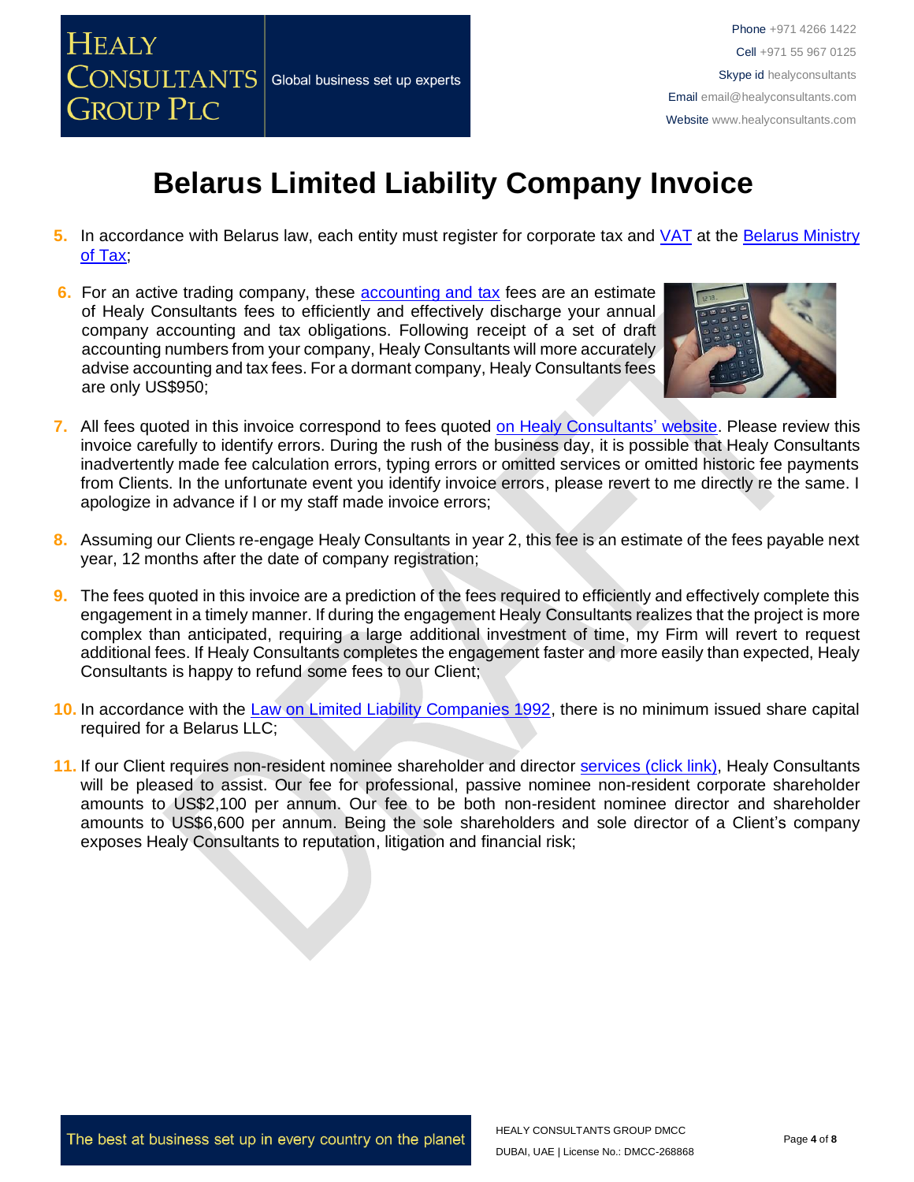# Belarus Limited Liability Company Invoice

5. In accordance with Belarus law, each entity must register for corporate tax and VAT at the Belarus Ministry of Tax;

6. For an active trading company, these accounting and tax fees are an estimate of Healy Consultants fees to efficiently and effectively discharge your annual company accounting and tax obligations. Following receipt of a set of draft accounting numbers from your company, Healy Consultants will more accurately advise accounting and tax fees. For a dormant company, Healy Consultants fees are only US$950;

7. All fees quoted in this invoice correspond to fees quoted on Healy Consultants' website. Please review this invoice carefully to identify errors. During the rush of the business day, it is possible that Healy Consultants inadvertently made fee calculation errors, typing errors or omitted services or omitted historic fee payments from Clients. In the unfortunate event you identify invoice errors, please revert to me directly re the same. I apologize in advance if I or my staff made invoice errors;

8. Assuming our Clients re-engage Healy Consultants in year 2, this fee is an estimate of the fees payable next year, 12 months after the date of company registration;

9. The fees quoted in this invoice are a prediction of the fees required to efficiently and effectively complete this engagement in a timely manner. If during the engagement Healy Consultants realizes that the project is more complex than anticipated, requiring a large additional investment of time, my Firm will revert to request additional fees. If Healy Consultants completes the engagement faster and more easily than expected, Healy Consultants is happy to refund some fees to our Client;

10. In accordance with the Law on Limited Liability Companies 1992, there is no minimum issued share capital required for a Belarus LLC;

11. If our Client requires non-resident nominee shareholder and director services (click link), Healy Consultants will be pleased to assist. Our fee for professional, passive nominee non-resident corporate shareholder amounts to US$2,100 per annum. Our fee to be both non-resident nominee director and shareholder amounts to US$6,600 per annum. Being the sole shareholders and sole director of a Client's company exposes Healy Consultants to reputation, litigation and financial risk;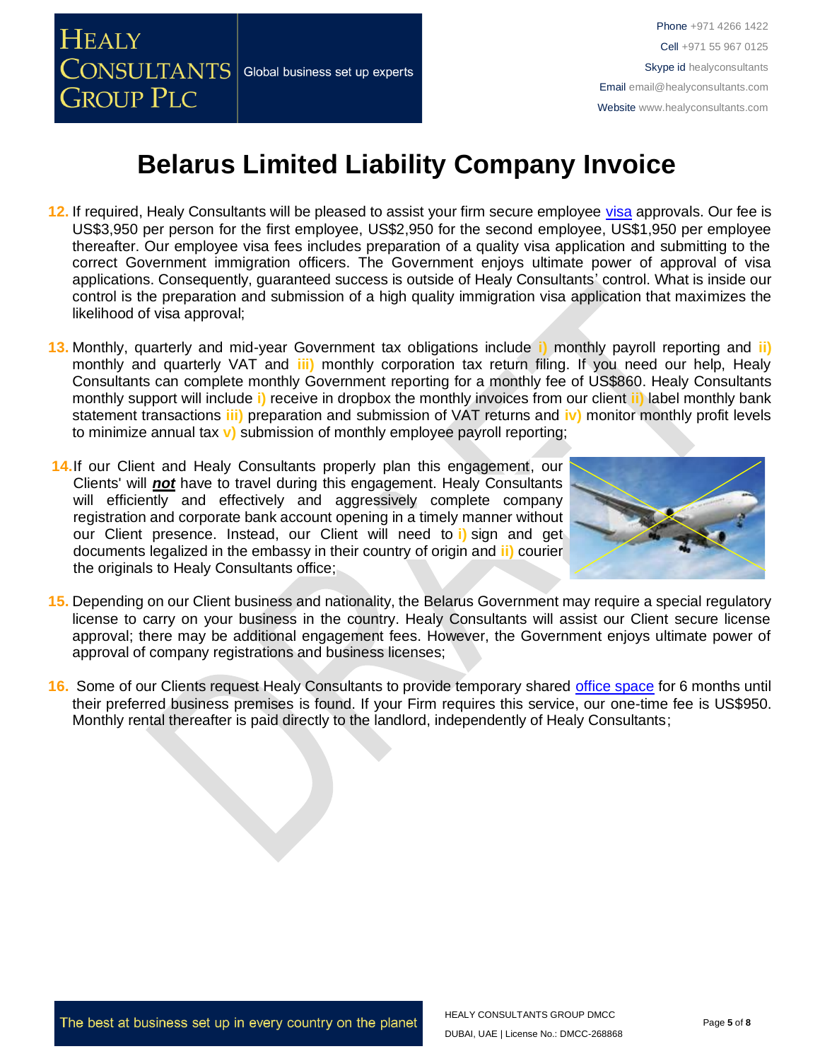# Belarus Limited Liability Company Invoice

12. If required, Healy Consultants will be pleased to assist your firm secure employee visa approvals. Our fee is US$3,950 per person for the first employee, US$2,950 for the second employee, US$1,950 per employee thereafter. Our employee visa fees includes preparation of a quality visa application and submitting to the correct Government immigration officers. The Government enjoys ultimate power of approval of visa applications. Consequently, guaranteed success is outside of Healy Consultants' control. What is inside our control is the preparation and submission of a high quality immigration visa application that maximizes the likelihood of visa approval;

13. Monthly, quarterly and mid-year Government tax obligations include **i)** monthly payroll reporting and **ii)** monthly and quarterly VAT and **iii)** monthly corporation tax return filing. If you need our help, Healy Consultants can complete monthly Government reporting for a monthly fee of US$860. Healy Consultants monthly support will include **i)** receive in dropbox the monthly invoices from our client **ii)** label monthly bank statement transactions **iii)** preparation and submission of VAT returns and **iv)** monitor monthly profit levels to minimize annual tax **v)** submission of monthly employee payroll reporting;

14. If our Client and Healy Consultants properly plan this engagement, our Clients' will ***not*** have to travel during this engagement. Healy Consultants will efficiently and effectively and aggressively complete company registration and corporate bank account opening in a timely manner without our Client presence. Instead, our Client will need to **i)** sign and get documents legalized in the embassy in their country of origin and **ii)** courier the originals to Healy Consultants office;

15. Depending on our Client business and nationality, the Belarus Government may require a special regulatory license to carry on your business in the country. Healy Consultants will assist our Client secure license approval; there may be additional engagement fees. However, the Government enjoys ultimate power of approval of company registrations and business licenses;

16. Some of our Clients request Healy Consultants to provide temporary shared office space for 6 months until their preferred business premises is found. If your Firm requires this service, our one-time fee is US$950. Monthly rental thereafter is paid directly to the landlord, independently of Healy Consultants;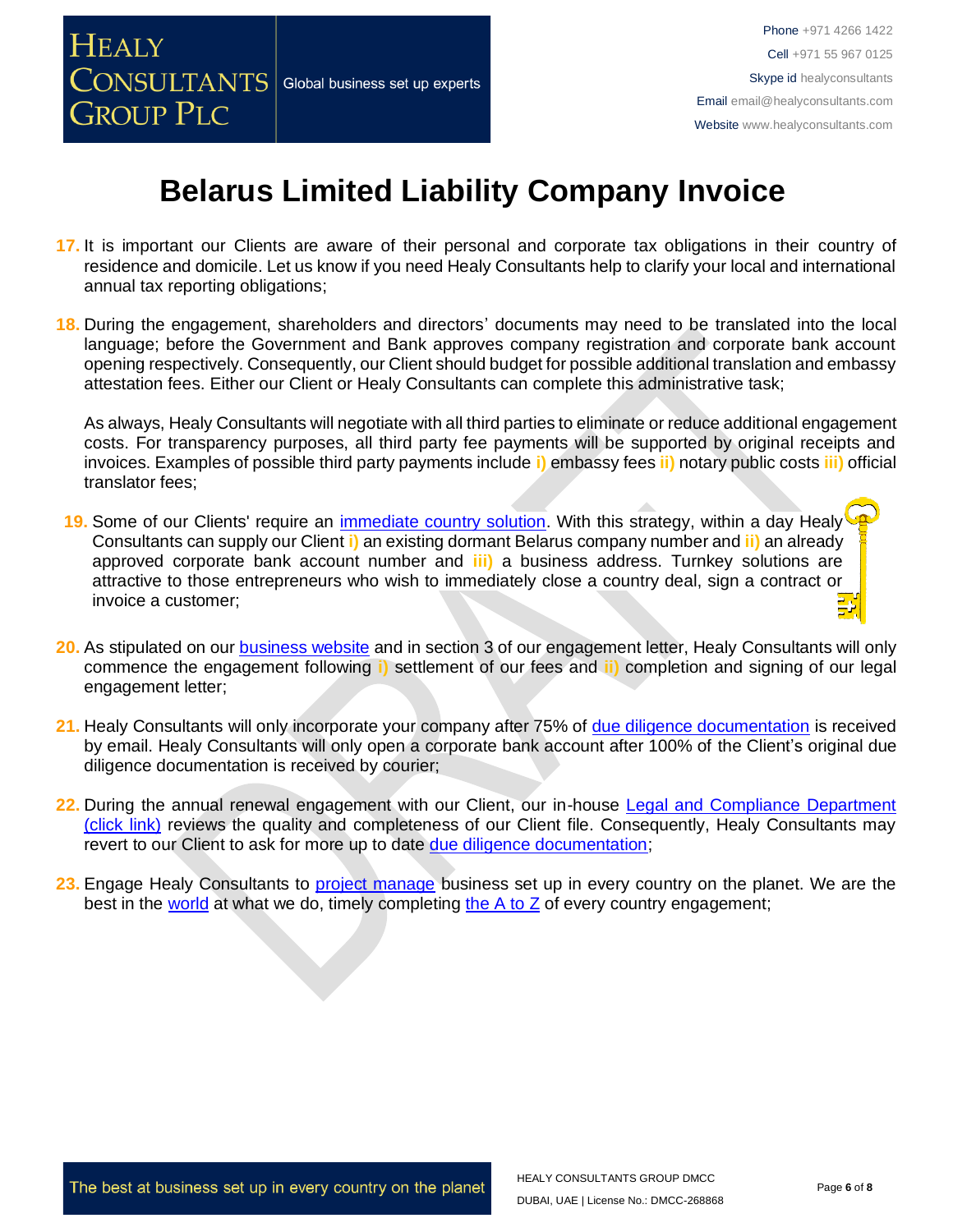# Belarus Limited Liability Company Invoice

17. It is important our Clients are aware of their personal and corporate tax obligations in their country of residence and domicile. Let us know if you need Healy Consultants help to clarify your local and international annual tax reporting obligations;

18. During the engagement, shareholders and directors' documents may need to be translated into the local language; before the Government and Bank approves company registration and corporate bank account opening respectively. Consequently, our Client should budget for possible additional translation and embassy attestation fees. Either our Client or Healy Consultants can complete this administrative task;

    As always, Healy Consultants will negotiate with all third parties to eliminate or reduce additional engagement costs. For transparency purposes, all third party fee payments will be supported by original receipts and invoices. Examples of possible third party payments include **i)** embassy fees **ii)** notary public costs **iii)** official translator fees;

19. Some of our Clients' require an immediate country solution. With this strategy, within a day Healy Consultants can supply our Client **i)** an existing dormant Belarus company number and **ii)** an already approved corporate bank account number and **iii)** a business address. Turnkey solutions are attractive to those entrepreneurs who wish to immediately close a country deal, sign a contract or invoice a customer;

20. As stipulated on our business website and in section 3 of our engagement letter, Healy Consultants will only commence the engagement following **i)** settlement of our fees and **ii)** completion and signing of our legal engagement letter;

21. Healy Consultants will only incorporate your company after 75% of due diligence documentation is received by email. Healy Consultants will only open a corporate bank account after 100% of the Client's original due diligence documentation is received by courier;

22. During the annual renewal engagement with our Client, our in-house Legal and Compliance Department (click link) reviews the quality and completeness of our Client file. Consequently, Healy Consultants may revert to our Client to ask for more up to date due diligence documentation;

23. Engage Healy Consultants to project manage business set up in every country on the planet. We are the best in the world at what we do, timely completing the A to Z of every country engagement;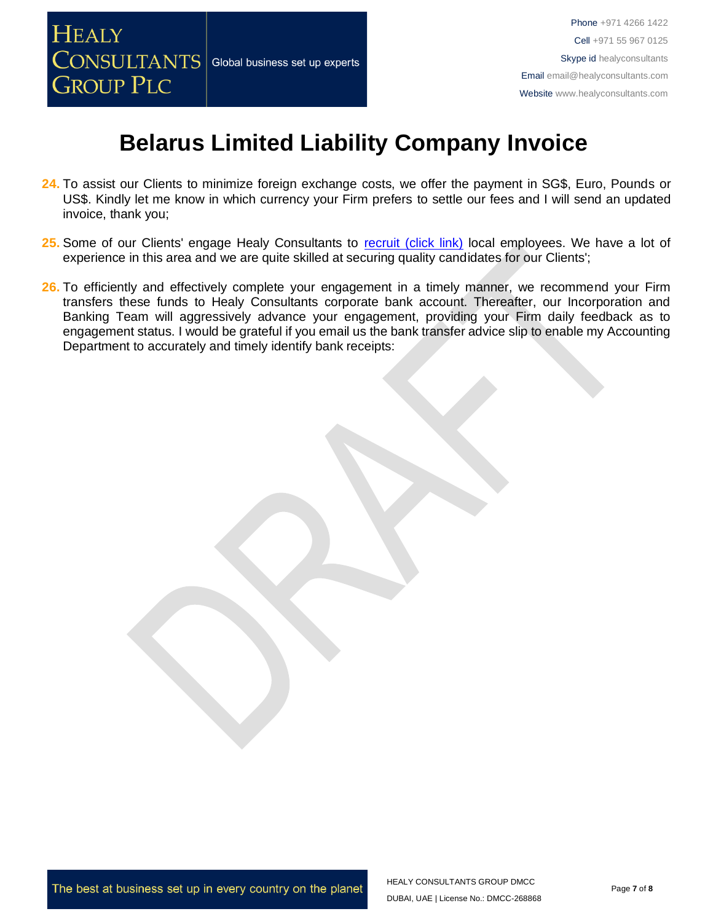# Belarus Limited Liability Company Invoice

24. To assist our Clients to minimize foreign exchange costs, we offer the payment in SG$, Euro, Pounds or US$. Kindly let me know in which currency your Firm prefers to settle our fees and I will send an updated invoice, thank you;

25. Some of our Clients' engage Healy Consultants to recruit (click link) local employees. We have a lot of experience in this area and we are quite skilled at securing quality candidates for our Clients';

26. To efficiently and effectively complete your engagement in a timely manner, we recommend your Firm transfers these funds to Healy Consultants corporate bank account. Thereafter, our Incorporation and Banking Team will aggressively advance your engagement, providing your Firm daily feedback as to engagement status. I would be grateful if you email us the bank transfer advice slip to enable my Accounting Department to accurately and timely identify bank receipts: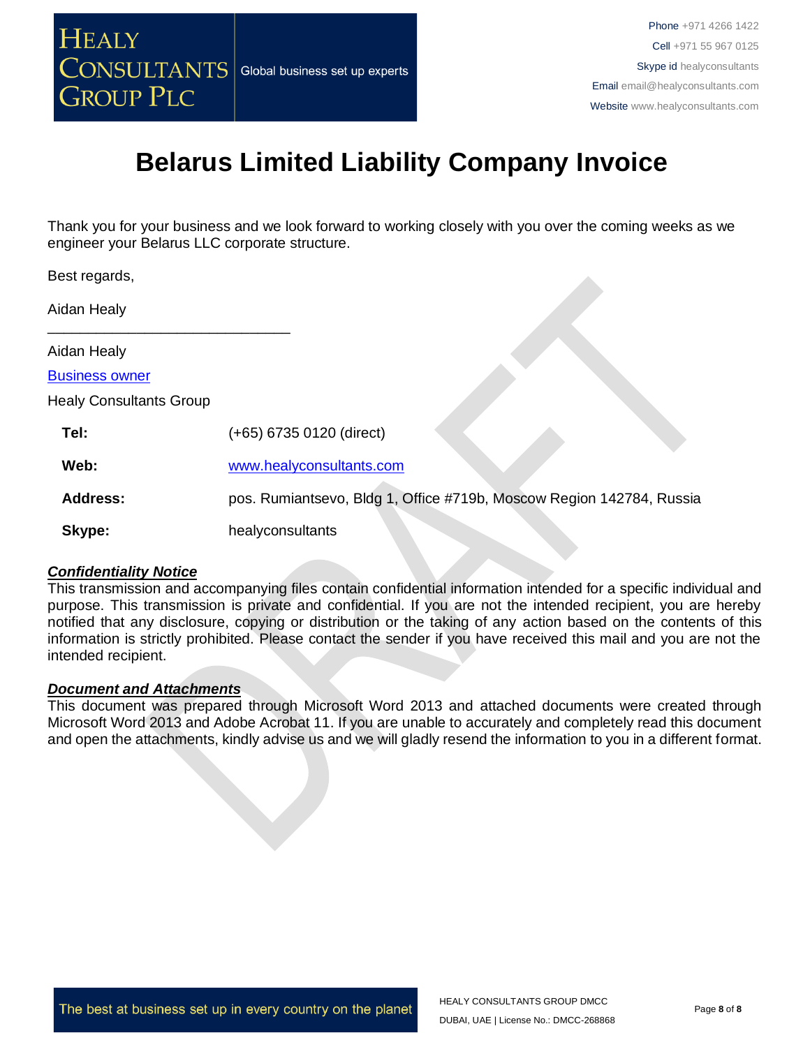# Belarus Limited Liability Company Invoice

Thank you for your business and we look forward to working closely with you over the coming weeks as we engineer your Belarus LLC corporate structure.

Best regards,

Aidan Healy

_______________________________

Aidan Healy

Business owner

Healy Consultants Group

| | |
|---|---|
| **Tel:** | (+65) 6735 0120 (direct) |
| **Web:** | www.healyconsultants.com |
| **Address:** | pos. Rumiantsevo, Bldg 1, Office #719b, Moscow Region 142784, Russia |
| **Skype:** | healyconsultants |

***Confidentiality Notice***

This transmission and accompanying files contain confidential information intended for a specific individual and purpose. This transmission is private and confidential. If you are not the intended recipient, you are hereby notified that any disclosure, copying or distribution or the taking of any action based on the contents of this information is strictly prohibited. Please contact the sender if you have received this mail and you are not the intended recipient.

***Document and Attachments***

This document was prepared through Microsoft Word 2013 and attached documents were created through Microsoft Word 2013 and Adobe Acrobat 11. If you are unable to accurately and completely read this document and open the attachments, kindly advise us and we will gladly resend the information to you in a different format.